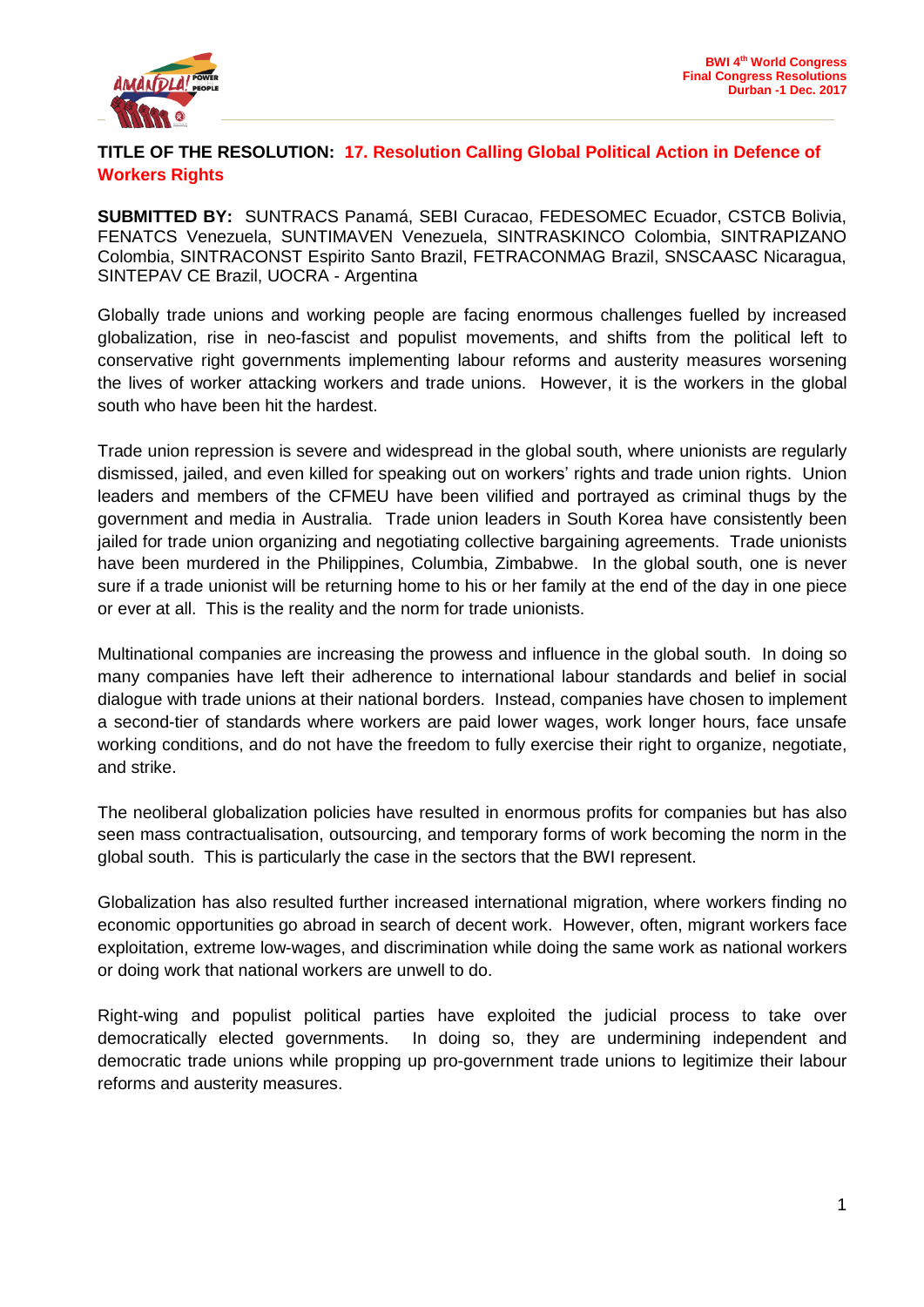**TITLE OF THE RESOLUTION: 17. Resolution Calling Global Political Action in Defence of Workers Rights**

**SUBMITTED BY:** SUNTRACS Panamá, SEBI Curacao, FEDESOMEC Ecuador, CSTCB Bolivia, FENATCS Venezuela, SUNTIMAVEN Venezuela, SINTRASKINCO Colombia, SINTRAPIZANO Colombia, SINTRACONST Espirito Santo Brazil, FETRACONMAG Brazil, SNSCAASC Nicaragua, SINTEPAV CE Brazil, UOCRA - Argentina

Globally trade unions and working people are facing enormous challenges fuelled by increased globalization, rise in neo-fascist and populist movements, and shifts from the political left to conservative right governments implementing labour reforms and austerity measures worsening the lives of worker attacking workers and trade unions. However, it is the workers in the global south who have been hit the hardest.

Trade union repression is severe and widespread in the global south, where unionists are regularly dismissed, jailed, and even killed for speaking out on workers' rights and trade union rights. Union leaders and members of the CFMEU have been vilified and portrayed as criminal thugs by the government and media in Australia. Trade union leaders in South Korea have consistently been jailed for trade union organizing and negotiating collective bargaining agreements. Trade unionists have been murdered in the Philippines, Columbia, Zimbabwe. In the global south, one is never sure if a trade unionist will be returning home to his or her family at the end of the day in one piece or ever at all. This is the reality and the norm for trade unionists.

Multinational companies are increasing the prowess and influence in the global south. In doing so many companies have left their adherence to international labour standards and belief in social dialogue with trade unions at their national borders. Instead, companies have chosen to implement a second-tier of standards where workers are paid lower wages, work longer hours, face unsafe working conditions, and do not have the freedom to fully exercise their right to organize, negotiate, and strike.

The neoliberal globalization policies have resulted in enormous profits for companies but has also seen mass contractualisation, outsourcing, and temporary forms of work becoming the norm in the global south. This is particularly the case in the sectors that the BWI represent.

Globalization has also resulted further increased international migration, where workers finding no economic opportunities go abroad in search of decent work. However, often, migrant workers face exploitation, extreme low-wages, and discrimination while doing the same work as national workers or doing work that national workers are unwell to do.

Right-wing and populist political parties have exploited the judicial process to take over democratically elected governments. In doing so, they are undermining independent and democratic trade unions while propping up pro-government trade unions to legitimize their labour reforms and austerity measures.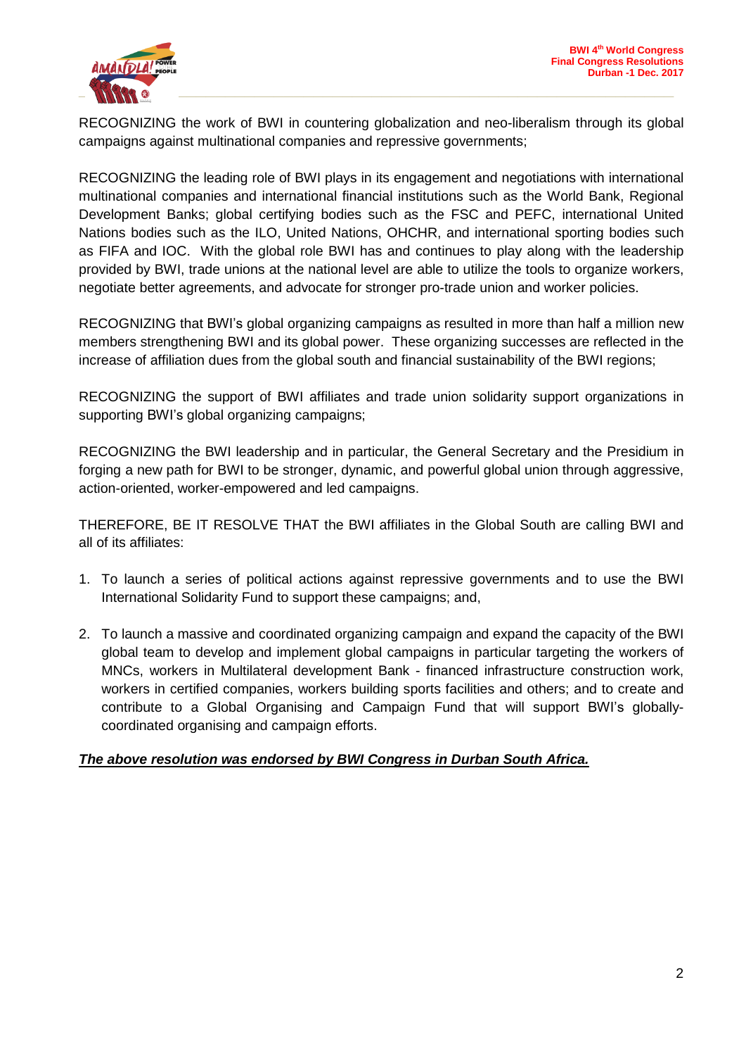RECOGNIZING the work of BWI in countering globalization and neo-liberalism through its global campaigns against multinational companies and repressive governments;

RECOGNIZING the leading role of BWI plays in its engagement and negotiations with international multinational companies and international financial institutions such as the World Bank, Regional Development Banks; global certifying bodies such as the FSC and PEFC, international United Nations bodies such as the ILO, United Nations, OHCHR, and international sporting bodies such as FIFA and IOC. With the global role BWI has and continues to play along with the leadership provided by BWI, trade unions at the national level are able to utilize the tools to organize workers, negotiate better agreements, and advocate for stronger pro-trade union and worker policies.

RECOGNIZING that BWI's global organizing campaigns as resulted in more than half a million new members strengthening BWI and its global power. These organizing successes are reflected in the increase of affiliation dues from the global south and financial sustainability of the BWI regions;

RECOGNIZING the support of BWI affiliates and trade union solidarity support organizations in supporting BWI's global organizing campaigns;

RECOGNIZING the BWI leadership and in particular, the General Secretary and the Presidium in forging a new path for BWI to be stronger, dynamic, and powerful global union through aggressive, action-oriented, worker-empowered and led campaigns.

THEREFORE, BE IT RESOLVE THAT the BWI affiliates in the Global South are calling BWI and all of its affiliates:

1. To launch a series of political actions against repressive governments and to use the BWI International Solidarity Fund to support these campaigns; and,
2. To launch a massive and coordinated organizing campaign and expand the capacity of the BWI global team to develop and implement global campaigns in particular targeting the workers of MNCs, workers in Multilateral development Bank - financed infrastructure construction work, workers in certified companies, workers building sports facilities and others; and to create and contribute to a Global Organising and Campaign Fund that will support BWI's globally-coordinated organising and campaign efforts.

***<u>The above resolution was endorsed by BWI Congress in Durban South Africa.</u>***